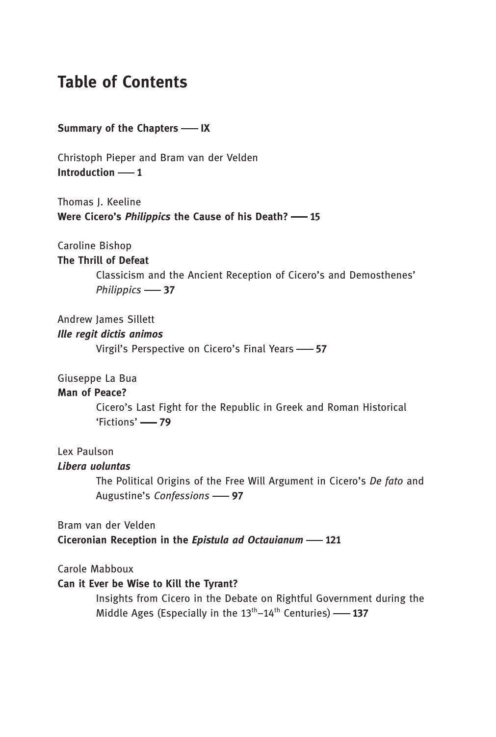# Table of Contents

**Summary of the Chapters —— IX**

Christoph Pieper and Bram van der Velden
**Introduction —— 1**

Thomas J. Keeline
**Were Cicero's *Philippics* the Cause of his Death? —— 15**

Caroline Bishop
**The Thrill of Defeat**
Classicism and the Ancient Reception of Cicero's and Demosthenes' *Philippics* —— **37**

Andrew James Sillett
***Ille regit dictis animos***
Virgil's Perspective on Cicero's Final Years —— **57**

Giuseppe La Bua
**Man of Peace?**
Cicero's Last Fight for the Republic in Greek and Roman Historical 'Fictions' —— **79**

Lex Paulson
***Libera uoluntas***
The Political Origins of the Free Will Argument in Cicero's *De fato* and Augustine's *Confessions* —— **97**

Bram van der Velden
**Ciceronian Reception in the *Epistula ad Octauianum* —— 121**

Carole Mabboux
**Can it Ever be Wise to Kill the Tyrant?**
Insights from Cicero in the Debate on Rightful Government during the Middle Ages (Especially in the 13th–14th Centuries) —— **137**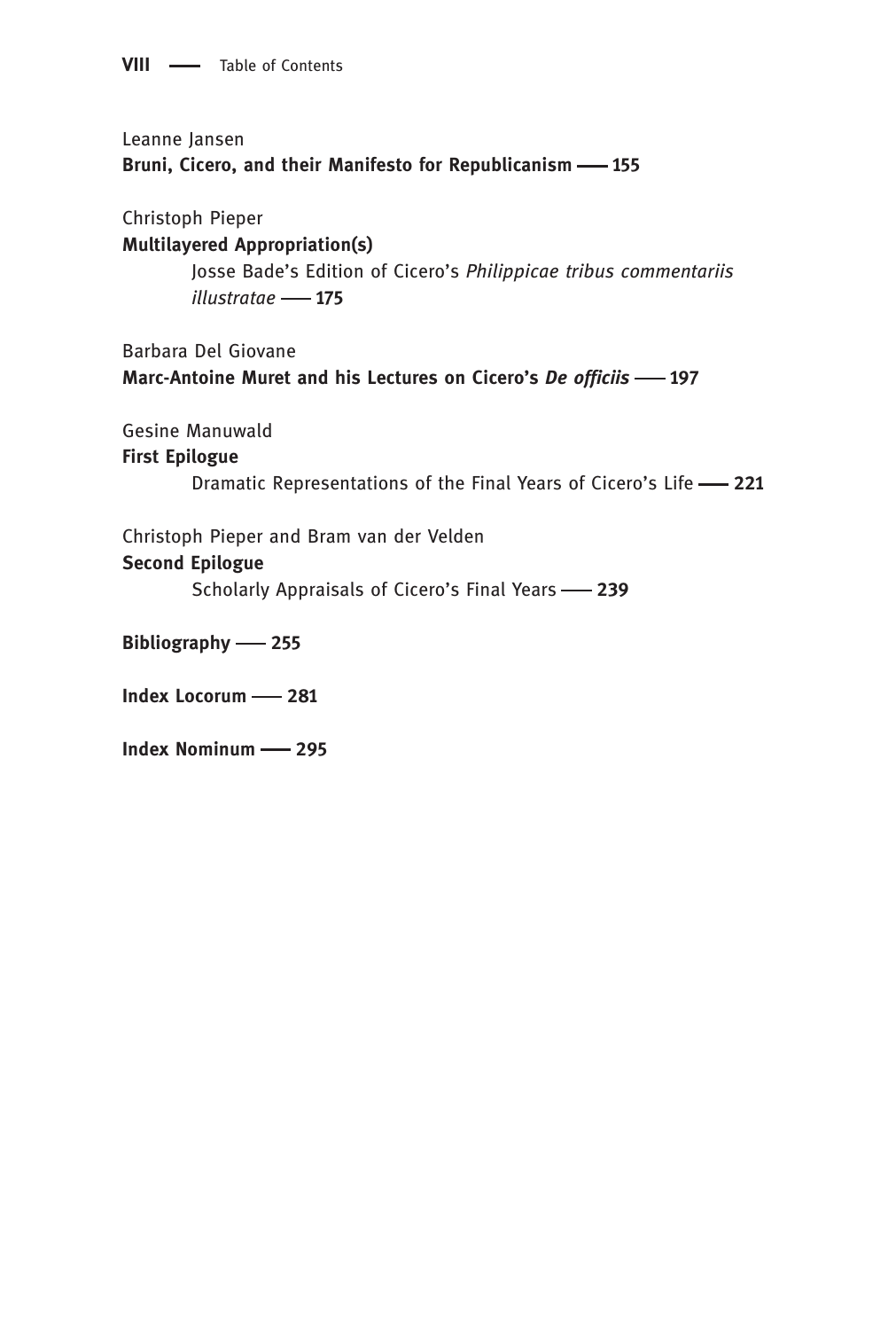Leanne Jansen
**Bruni, Cicero, and their Manifesto for Republicanism —— 155**

Christoph Pieper
**Multilayered Appropriation(s)**
Josse Bade's Edition of Cicero's *Philippicae tribus commentariis illustratae* —— **175**

Barbara Del Giovane
**Marc-Antoine Muret and his Lectures on Cicero's *De officiis* —— 197**

Gesine Manuwald
**First Epilogue**
Dramatic Representations of the Final Years of Cicero's Life —— **221**

Christoph Pieper and Bram van der Velden
**Second Epilogue**
Scholarly Appraisals of Cicero's Final Years —— **239**

**Bibliography —— 255**

**Index Locorum —— 281**

**Index Nominum —— 295**